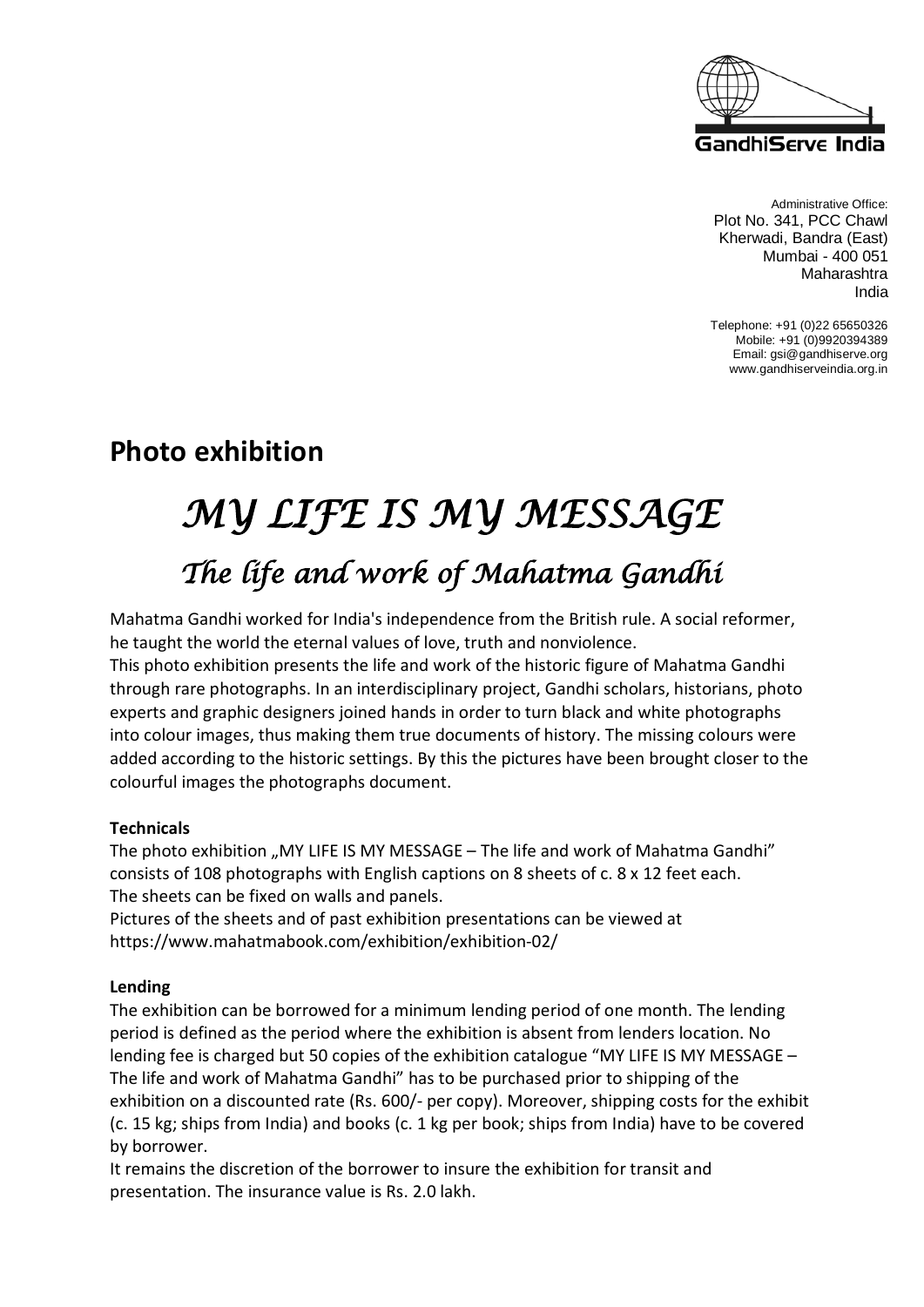GandhiServe India

Administrative Office:
Plot No. 341, PCC Chawl
Kherwadi, Bandra (East)
Mumbai - 400 051
Maharashtra
India

Telephone: +91 (0)22 65650326
Mobile: +91 (0)9920394389
Email: gsi@gandhiserve.org
www.gandhiserveindia.org.in

## Photo exhibition

# *MY LIFE IS MY MESSAGE*

## *The life and work of Mahatma Gandhi*

Mahatma Gandhi worked for India's independence from the British rule. A social reformer, he taught the world the eternal values of love, truth and nonviolence.
This photo exhibition presents the life and work of the historic figure of Mahatma Gandhi through rare photographs. In an interdisciplinary project, Gandhi scholars, historians, photo experts and graphic designers joined hands in order to turn black and white photographs into colour images, thus making them true documents of history. The missing colours were added according to the historic settings. By this the pictures have been brought closer to the colourful images the photographs document.

**Technicals**

The photo exhibition „MY LIFE IS MY MESSAGE – The life and work of Mahatma Gandhi" consists of 108 photographs with English captions on 8 sheets of c. 8 x 12 feet each.
The sheets can be fixed on walls and panels.
Pictures of the sheets and of past exhibition presentations can be viewed at
https://www.mahatmabook.com/exhibition/exhibition-02/

**Lending**

The exhibition can be borrowed for a minimum lending period of one month. The lending period is defined as the period where the exhibition is absent from lenders location. No lending fee is charged but 50 copies of the exhibition catalogue "MY LIFE IS MY MESSAGE – The life and work of Mahatma Gandhi" has to be purchased prior to shipping of the exhibition on a discounted rate (Rs. 600/- per copy). Moreover, shipping costs for the exhibit (c. 15 kg; ships from India) and books (c. 1 kg per book; ships from India) have to be covered by borrower.
It remains the discretion of the borrower to insure the exhibition for transit and presentation. The insurance value is Rs. 2.0 lakh.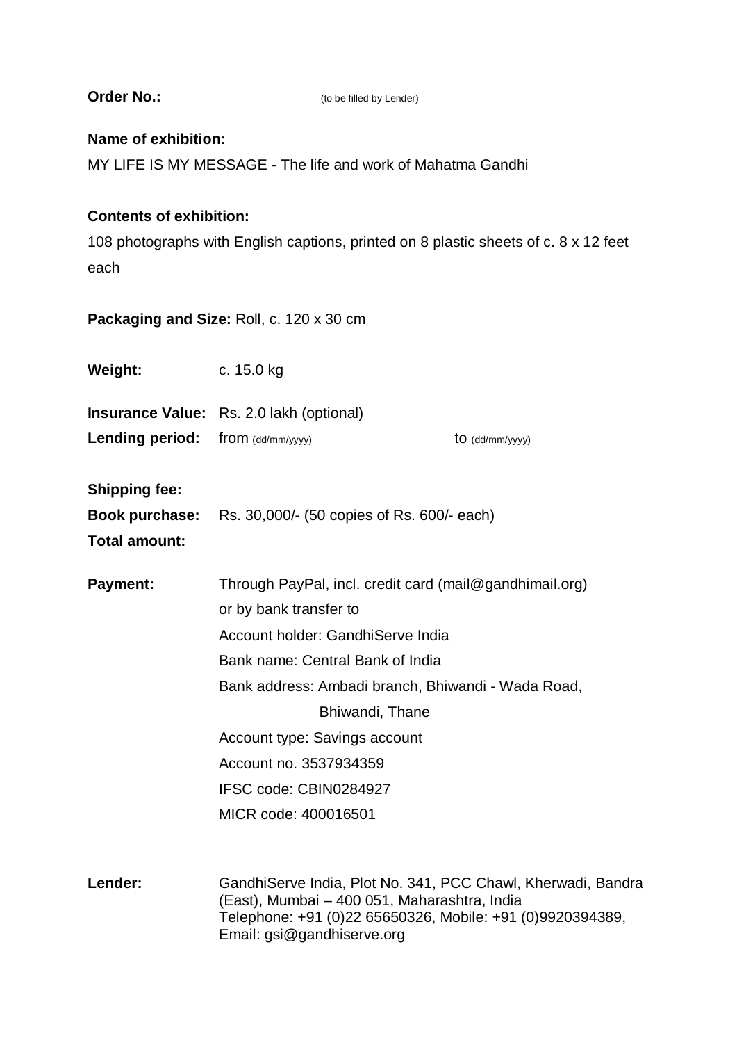**Order No.:** (to be filled by Lender)

**Name of exhibition:**

MY LIFE IS MY MESSAGE - The life and work of Mahatma Gandhi

**Contents of exhibition:**

108 photographs with English captions, printed on 8 plastic sheets of c. 8 x 12 feet each

**Packaging and Size:** Roll, c. 120 x 30 cm

**Weight:** c. 15.0 kg

**Insurance Value:** Rs. 2.0 lakh (optional)

**Lending period:** from (dd/mm/yyyy) to (dd/mm/yyyy)

**Shipping fee:**

**Book purchase:** Rs. 30,000/- (50 copies of Rs. 600/- each)

**Total amount:**

**Payment:** Through PayPal, incl. credit card (mail@gandhimail.org)
or by bank transfer to
Account holder: GandhiServe India
Bank name: Central Bank of India
Bank address: Ambadi branch, Bhiwandi - Wada Road, Bhiwandi, Thane
Account type: Savings account
Account no. 3537934359
IFSC code: CBIN0284927
MICR code: 400016501

**Lender:** GandhiServe India, Plot No. 341, PCC Chawl, Kherwadi, Bandra (East), Mumbai – 400 051, Maharashtra, India
Telephone: +91 (0)22 65650326, Mobile: +91 (0)9920394389, Email: gsi@gandhiserve.org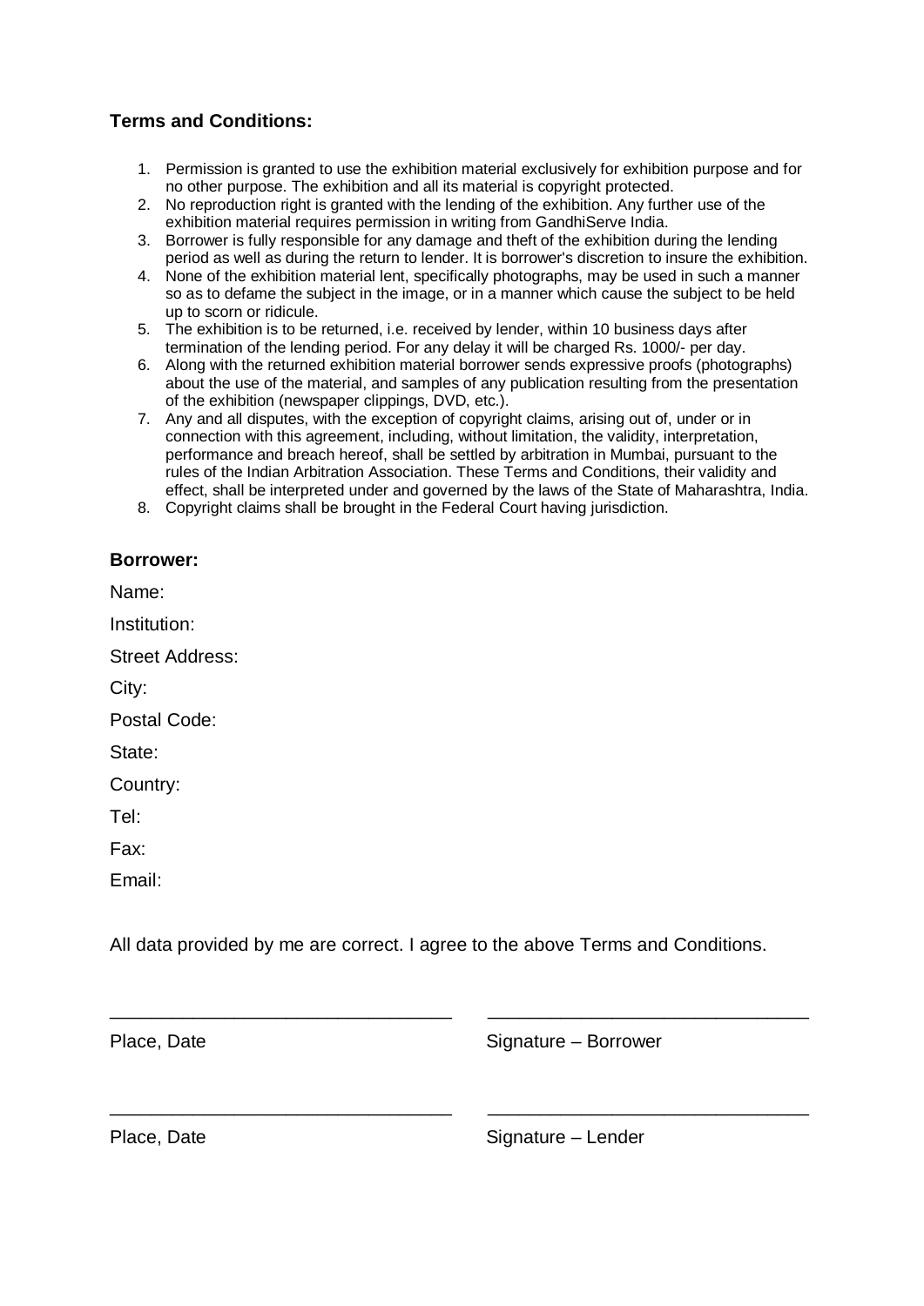**Terms and Conditions:**

1. Permission is granted to use the exhibition material exclusively for exhibition purpose and for no other purpose. The exhibition and all its material is copyright protected.
2. No reproduction right is granted with the lending of the exhibition. Any further use of the exhibition material requires permission in writing from GandhiServe India.
3. Borrower is fully responsible for any damage and theft of the exhibition during the lending period as well as during the return to lender. It is borrower's discretion to insure the exhibition.
4. None of the exhibition material lent, specifically photographs, may be used in such a manner so as to defame the subject in the image, or in a manner which cause the subject to be held up to scorn or ridicule.
5. The exhibition is to be returned, i.e. received by lender, within 10 business days after termination of the lending period. For any delay it will be charged Rs. 1000/- per day.
6. Along with the returned exhibition material borrower sends expressive proofs (photographs) about the use of the material, and samples of any publication resulting from the presentation of the exhibition (newspaper clippings, DVD, etc.).
7. Any and all disputes, with the exception of copyright claims, arising out of, under or in connection with this agreement, including, without limitation, the validity, interpretation, performance and breach hereof, shall be settled by arbitration in Mumbai, pursuant to the rules of the Indian Arbitration Association. These Terms and Conditions, their validity and effect, shall be interpreted under and governed by the laws of the State of Maharashtra, India.
8. Copyright claims shall be brought in the Federal Court having jurisdiction.

**Borrower:**

Name:

Institution:

Street Address:

City:

Postal Code:

State:

Country:

Tel:

Fax:

Email:

All data provided by me are correct. I agree to the above Terms and Conditions.

\_\_\_\_\_\_\_\_\_\_\_\_\_\_\_\_\_\_\_\_\_\_\_\_\_\_\_\_ \_\_\_\_\_\_\_\_\_\_\_\_\_\_\_\_\_\_\_\_\_\_\_\_\_\_\_\_

Place, Date Signature – Borrower

\_\_\_\_\_\_\_\_\_\_\_\_\_\_\_\_\_\_\_\_\_\_\_\_\_\_\_\_ \_\_\_\_\_\_\_\_\_\_\_\_\_\_\_\_\_\_\_\_\_\_\_\_\_\_\_\_

Place, Date Signature – Lender